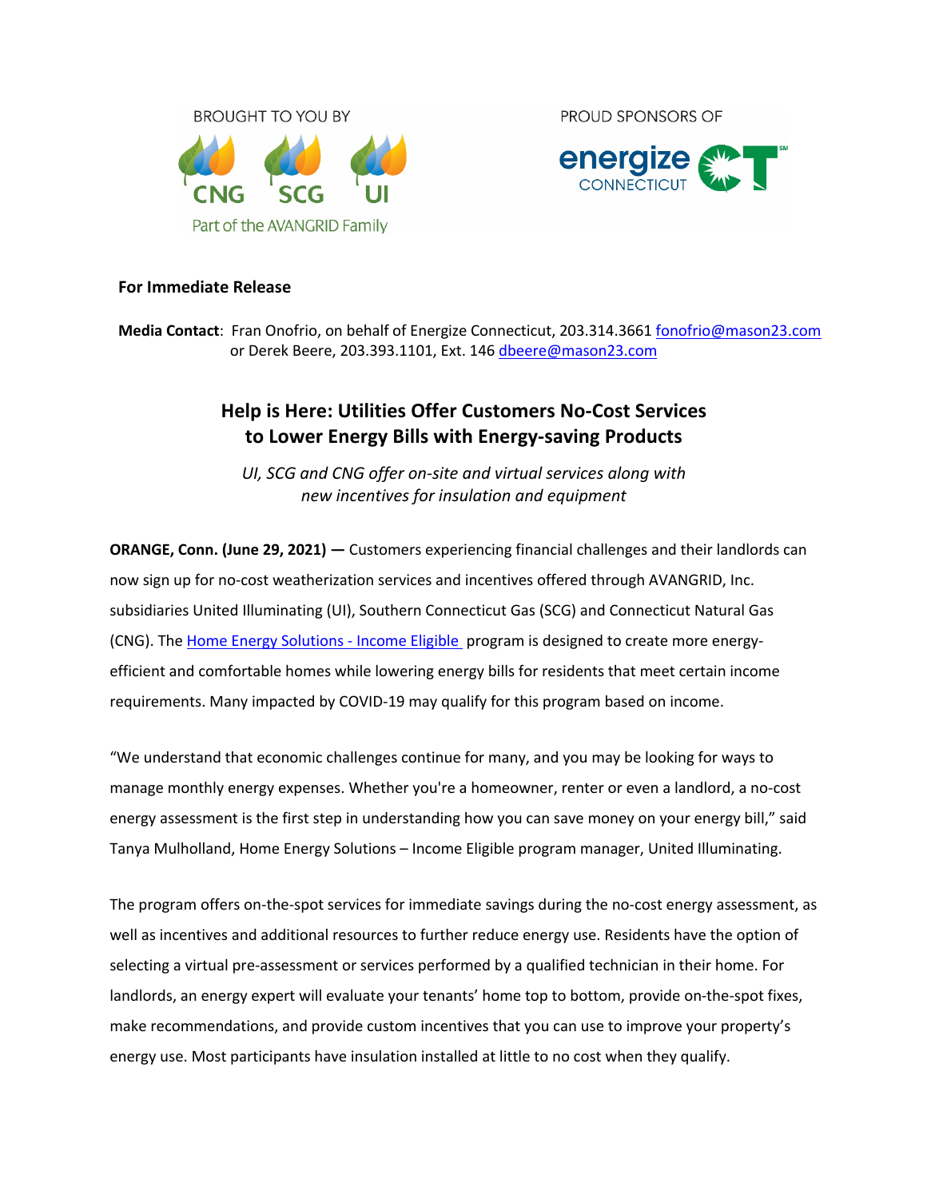BROUGHT TO YOU BY

CNG SCG UI

Part of the AVANGRID Family

PROUD SPONSORS OF

energize CONNECTICUT

**For Immediate Release**

**Media Contact**: Fran Onofrio, on behalf of Energize Connecticut, 203.314.3661 fonofrio@mason23.com or Derek Beere, 203.393.1101, Ext. 146 dbeere@mason23.com

# Help is Here: Utilities Offer Customers No-Cost Services to Lower Energy Bills with Energy-saving Products

*UI, SCG and CNG offer on-site and virtual services along with new incentives for insulation and equipment*

**ORANGE, Conn. (June 29, 2021) —** Customers experiencing financial challenges and their landlords can now sign up for no-cost weatherization services and incentives offered through AVANGRID, Inc. subsidiaries United Illuminating (UI), Southern Connecticut Gas (SCG) and Connecticut Natural Gas (CNG). The Home Energy Solutions - Income Eligible program is designed to create more energy-efficient and comfortable homes while lowering energy bills for residents that meet certain income requirements. Many impacted by COVID-19 may qualify for this program based on income.

"We understand that economic challenges continue for many, and you may be looking for ways to manage monthly energy expenses. Whether you're a homeowner, renter or even a landlord, a no-cost energy assessment is the first step in understanding how you can save money on your energy bill," said Tanya Mulholland, Home Energy Solutions – Income Eligible program manager, United Illuminating.

The program offers on-the-spot services for immediate savings during the no-cost energy assessment, as well as incentives and additional resources to further reduce energy use. Residents have the option of selecting a virtual pre-assessment or services performed by a qualified technician in their home. For landlords, an energy expert will evaluate your tenants' home top to bottom, provide on-the-spot fixes, make recommendations, and provide custom incentives that you can use to improve your property's energy use. Most participants have insulation installed at little to no cost when they qualify.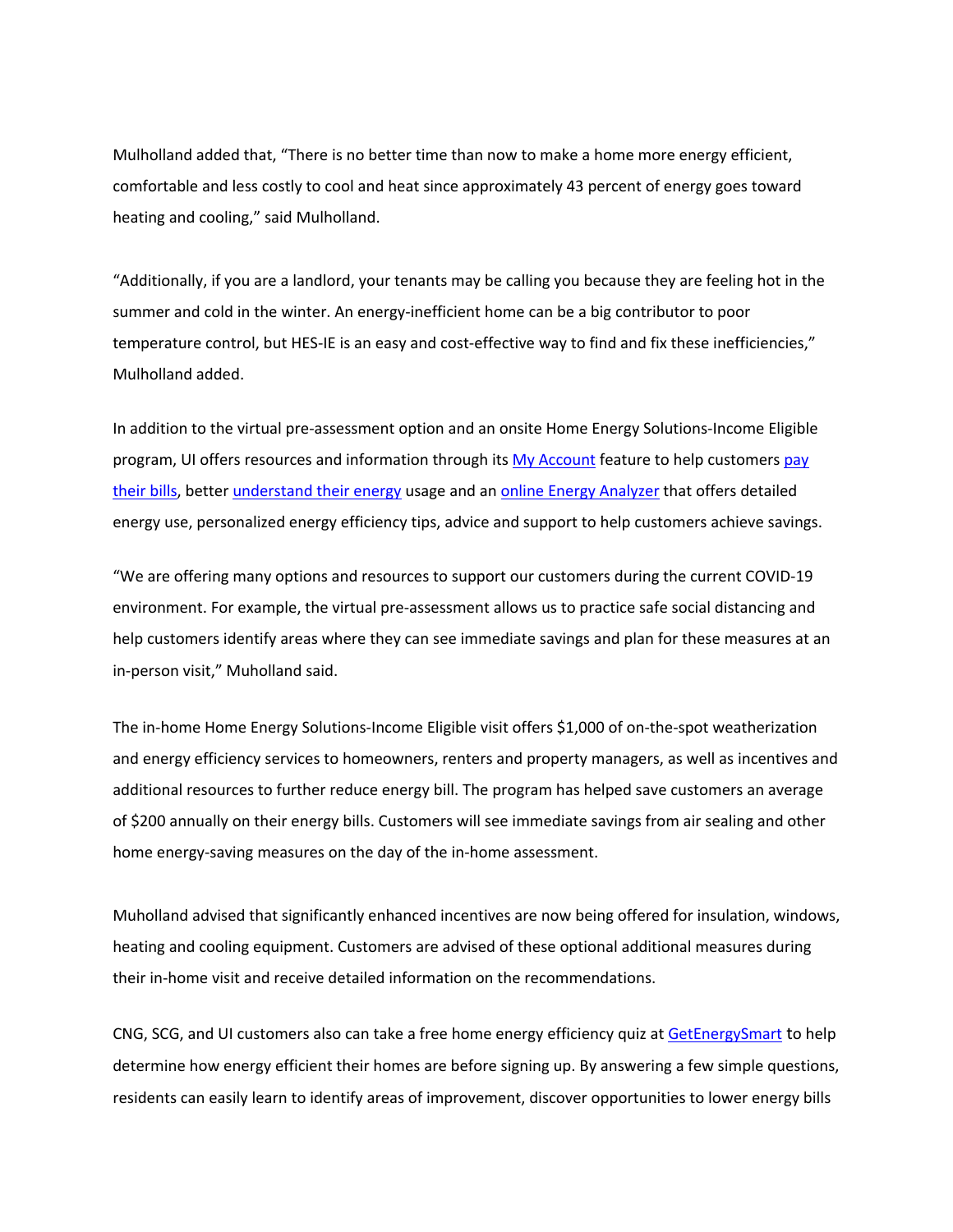Mulholland added that, "There is no better time than now to make a home more energy efficient, comfortable and less costly to cool and heat since approximately 43 percent of energy goes toward heating and cooling," said Mulholland.

"Additionally, if you are a landlord, your tenants may be calling you because they are feeling hot in the summer and cold in the winter. An energy-inefficient home can be a big contributor to poor temperature control, but HES-IE is an easy and cost-effective way to find and fix these inefficiencies," Mulholland added.

In addition to the virtual pre-assessment option and an onsite Home Energy Solutions-Income Eligible program, UI offers resources and information through its My Account feature to help customers pay their bills, better understand their energy usage and an online Energy Analyzer that offers detailed energy use, personalized energy efficiency tips, advice and support to help customers achieve savings.

"We are offering many options and resources to support our customers during the current COVID-19 environment. For example, the virtual pre-assessment allows us to practice safe social distancing and help customers identify areas where they can see immediate savings and plan for these measures at an in-person visit," Muholland said.

The in-home Home Energy Solutions-Income Eligible visit offers $1,000 of on-the-spot weatherization and energy efficiency services to homeowners, renters and property managers, as well as incentives and additional resources to further reduce energy bill. The program has helped save customers an average of $200 annually on their energy bills. Customers will see immediate savings from air sealing and other home energy-saving measures on the day of the in-home assessment.

Muholland advised that significantly enhanced incentives are now being offered for insulation, windows, heating and cooling equipment. Customers are advised of these optional additional measures during their in-home visit and receive detailed information on the recommendations.

CNG, SCG, and UI customers also can take a free home energy efficiency quiz at GetEnergySmart to help determine how energy efficient their homes are before signing up. By answering a few simple questions, residents can easily learn to identify areas of improvement, discover opportunities to lower energy bills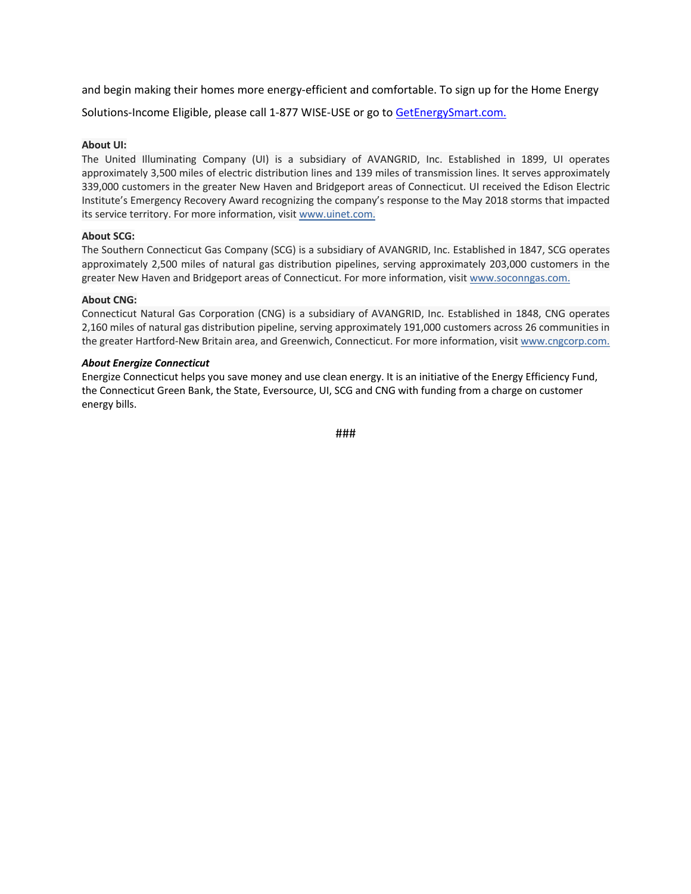and begin making their homes more energy-efficient and comfortable. To sign up for the Home Energy Solutions-Income Eligible, please call 1-877 WISE-USE or go to [GetEnergySmart.com.](GetEnergySmart.com)

**About UI:**
The United Illuminating Company (UI) is a subsidiary of AVANGRID, Inc. Established in 1899, UI operates approximately 3,500 miles of electric distribution lines and 139 miles of transmission lines. It serves approximately 339,000 customers in the greater New Haven and Bridgeport areas of Connecticut. UI received the Edison Electric Institute's Emergency Recovery Award recognizing the company's response to the May 2018 storms that impacted its service territory. For more information, visit [www.uinet.com.](www.uinet.com)

**About SCG:**
The Southern Connecticut Gas Company (SCG) is a subsidiary of AVANGRID, Inc. Established in 1847, SCG operates approximately 2,500 miles of natural gas distribution pipelines, serving approximately 203,000 customers in the greater New Haven and Bridgeport areas of Connecticut. For more information, visit [www.soconngas.com.](www.soconngas.com)

**About CNG:**
Connecticut Natural Gas Corporation (CNG) is a subsidiary of AVANGRID, Inc. Established in 1848, CNG operates 2,160 miles of natural gas distribution pipeline, serving approximately 191,000 customers across 26 communities in the greater Hartford-New Britain area, and Greenwich, Connecticut. For more information, visit [www.cngcorp.com.](www.cngcorp.com)

***About Energize Connecticut***
Energize Connecticut helps you save money and use clean energy. It is an initiative of the Energy Efficiency Fund, the Connecticut Green Bank, the State, Eversource, UI, SCG and CNG with funding from a charge on customer energy bills.

###